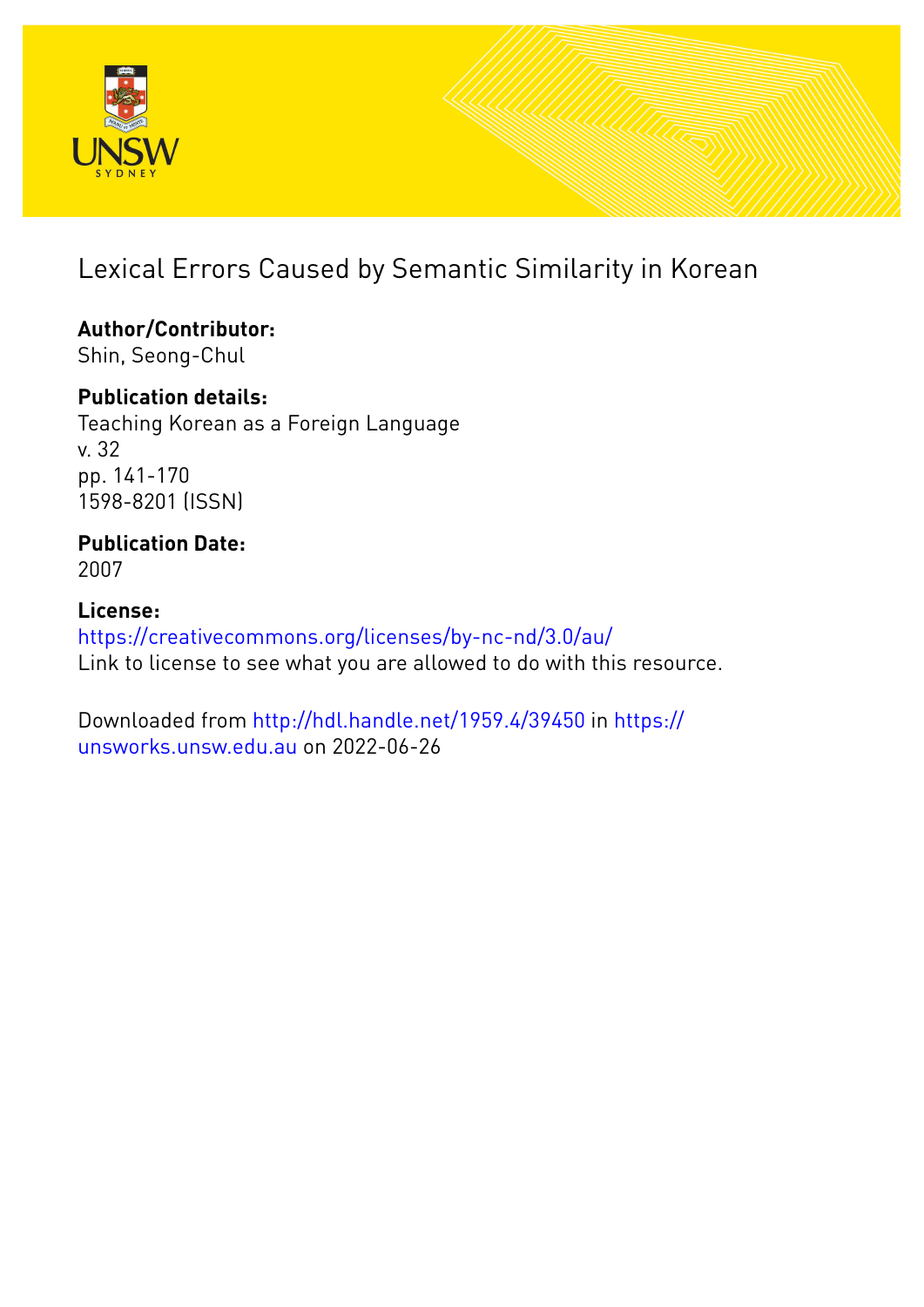# Lexical Errors Caused by Semantic Similarity in Korean

**Author/Contributor:**
Shin, Seong-Chul

**Publication details:**
Teaching Korean as a Foreign Language
v. 32
pp. 141-170
1598-8201 (ISSN)

**Publication Date:**
2007

**License:**
https://creativecommons.org/licenses/by-nc-nd/3.0/au/
Link to license to see what you are allowed to do with this resource.

Downloaded from http://hdl.handle.net/1959.4/39450 in https://unsworks.unsw.edu.au on 2022-06-26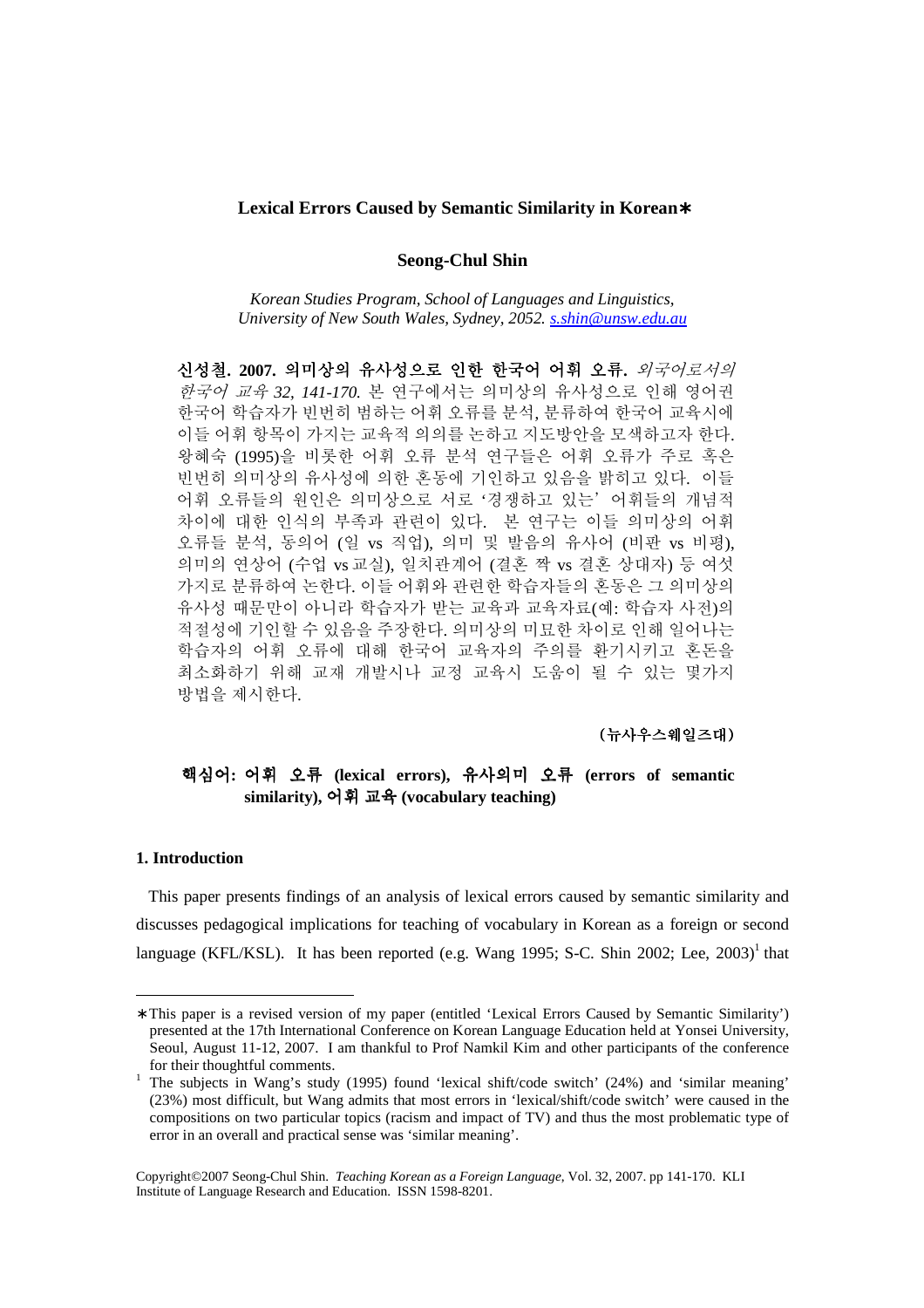**Lexical Errors Caused by Semantic Similarity in Korean**∗

**Seong-Chul Shin**

*Korean Studies Program, School of Languages and Linguistics, University of New South Wales, Sydney, 2052. s.shin@unsw.edu.au*

**신성철. 2007. 의미상의 유사성으로 인한 한국어 어휘 오류.** *외국어로서의 한국어 교육 32, 141-170.* 본 연구에서는 의미상의 유사성으로 인해 영어권 한국어 학습자가 빈번히 범하는 어휘 오류를 분석, 분류하여 한국어 교육시에 이들 어휘 항목이 가지는 교육적 의의를 논하고 지도방안을 모색하고자 한다. 왕혜숙 (1995)을 비롯한 어휘 오류 분석 연구들은 어휘 오류가 주로 혹은 빈번히 의미상의 유사성에 의한 혼동에 기인하고 있음을 밝히고 있다. 이들 어휘 오류들의 원인은 의미상으로 서로 '경쟁하고 있는' 어휘들의 개념적 차이에 대한 인식의 부족과 관련이 있다. 본 연구는 이들 의미상의 어휘 오류들 분석, 동의어 (일 vs 직업), 의미 및 발음의 유사어 (비판 vs 비평), 의미의 연상어 (수업 vs 교실), 일치관계어 (결혼 짝 vs 결혼 상대자) 등 여섯 가지로 분류하여 논한다. 이들 어휘와 관련한 학습자들의 혼동은 그 의미상의 유사성 때문만이 아니라 학습자가 받는 교육과 교육자료(예: 학습자 사전)의 적절성에 기인할 수 있음을 주장한다. 의미상의 미묘한 차이로 인해 일어나는 학습자의 어휘 오류에 대해 한국어 교육자의 주의를 환기시키고 혼돈을 최소화하기 위해 교재 개발시나 교정 교육시 도움이 될 수 있는 몇가지 방법을 제시한다.

**(뉴사우스웨일즈대)**

**핵심어: 어휘 오류 (lexical errors), 유사의미 오류 (errors of semantic similarity), 어휘 교육 (vocabulary teaching)**

## 1. Introduction

This paper presents findings of an analysis of lexical errors caused by semantic similarity and discusses pedagogical implications for teaching of vocabulary in Korean as a foreign or second language (KFL/KSL). It has been reported (e.g. Wang 1995; S-C. Shin 2002; Lee, 2003)[1] that

---

∗This paper is a revised version of my paper (entitled 'Lexical Errors Caused by Semantic Similarity') presented at the 17th International Conference on Korean Language Education held at Yonsei University, Seoul, August 11-12, 2007. I am thankful to Prof Namkil Kim and other participants of the conference for their thoughtful comments.

[1] The subjects in Wang's study (1995) found 'lexical shift/code switch' (24%) and 'similar meaning' (23%) most difficult, but Wang admits that most errors in 'lexical/shift/code switch' were caused in the compositions on two particular topics (racism and impact of TV) and thus the most problematic type of error in an overall and practical sense was 'similar meaning'.

Copyright©2007 Seong-Chul Shin. *Teaching Korean as a Foreign Language*, Vol. 32, 2007. pp 141-170. KLI Institute of Language Research and Education. ISSN 1598-8201.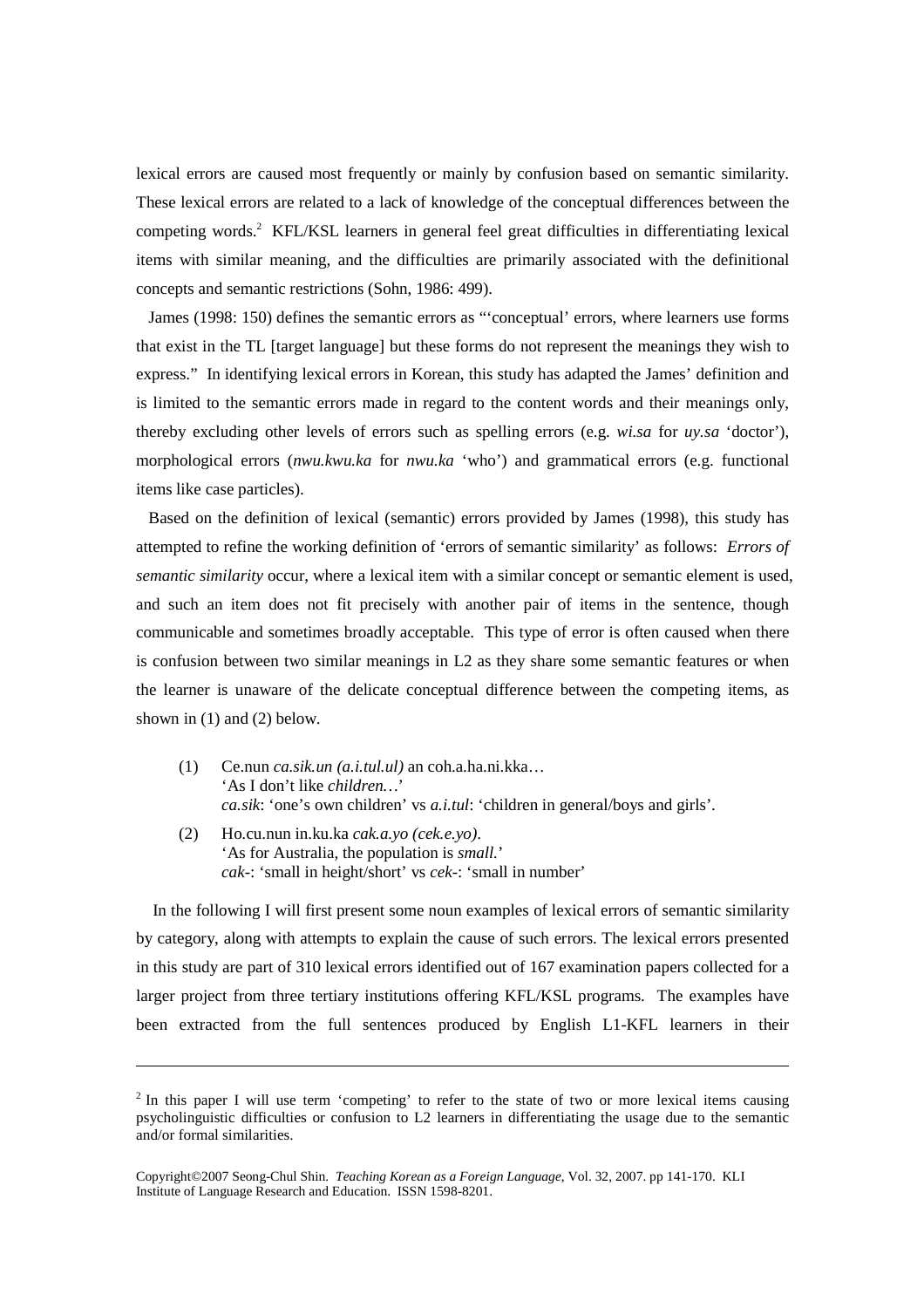lexical errors are caused most frequently or mainly by confusion based on semantic similarity. These lexical errors are related to a lack of knowledge of the conceptual differences between the competing words.[2] KFL/KSL learners in general feel great difficulties in differentiating lexical items with similar meaning, and the difficulties are primarily associated with the definitional concepts and semantic restrictions (Sohn, 1986: 499).

James (1998: 150) defines the semantic errors as "'conceptual' errors, where learners use forms that exist in the TL [target language] but these forms do not represent the meanings they wish to express." In identifying lexical errors in Korean, this study has adapted the James' definition and is limited to the semantic errors made in regard to the content words and their meanings only, thereby excluding other levels of errors such as spelling errors (e.g. *wi.sa* for *uy.sa* 'doctor'), morphological errors (*nwu.kwu.ka* for *nwu.ka* 'who') and grammatical errors (e.g. functional items like case particles).

Based on the definition of lexical (semantic) errors provided by James (1998), this study has attempted to refine the working definition of 'errors of semantic similarity' as follows: *Errors of semantic similarity* occur, where a lexical item with a similar concept or semantic element is used, and such an item does not fit precisely with another pair of items in the sentence, though communicable and sometimes broadly acceptable. This type of error is often caused when there is confusion between two similar meanings in L2 as they share some semantic features or when the learner is unaware of the delicate conceptual difference between the competing items, as shown in (1) and (2) below.

(1) Ce.nun *ca.sik.un (a.i.tul.ul)* an coh.a.ha.ni.kka…
'As I don't like *children…*'
*ca.sik*: 'one's own children' vs *a.i.tul*: 'children in general/boys and girls'.

(2) Ho.cu.nun in.ku.ka *cak.a.yo (cek.e.yo)*.
'As for Australia, the population is *small.*'
*cak-*: 'small in height/short' vs *cek-*: 'small in number'

In the following I will first present some noun examples of lexical errors of semantic similarity by category, along with attempts to explain the cause of such errors. The lexical errors presented in this study are part of 310 lexical errors identified out of 167 examination papers collected for a larger project from three tertiary institutions offering KFL/KSL programs. The examples have been extracted from the full sentences produced by English L1-KFL learners in their

---

[2] In this paper I will use term 'competing' to refer to the state of two or more lexical items causing psycholinguistic difficulties or confusion to L2 learners in differentiating the usage due to the semantic and/or formal similarities.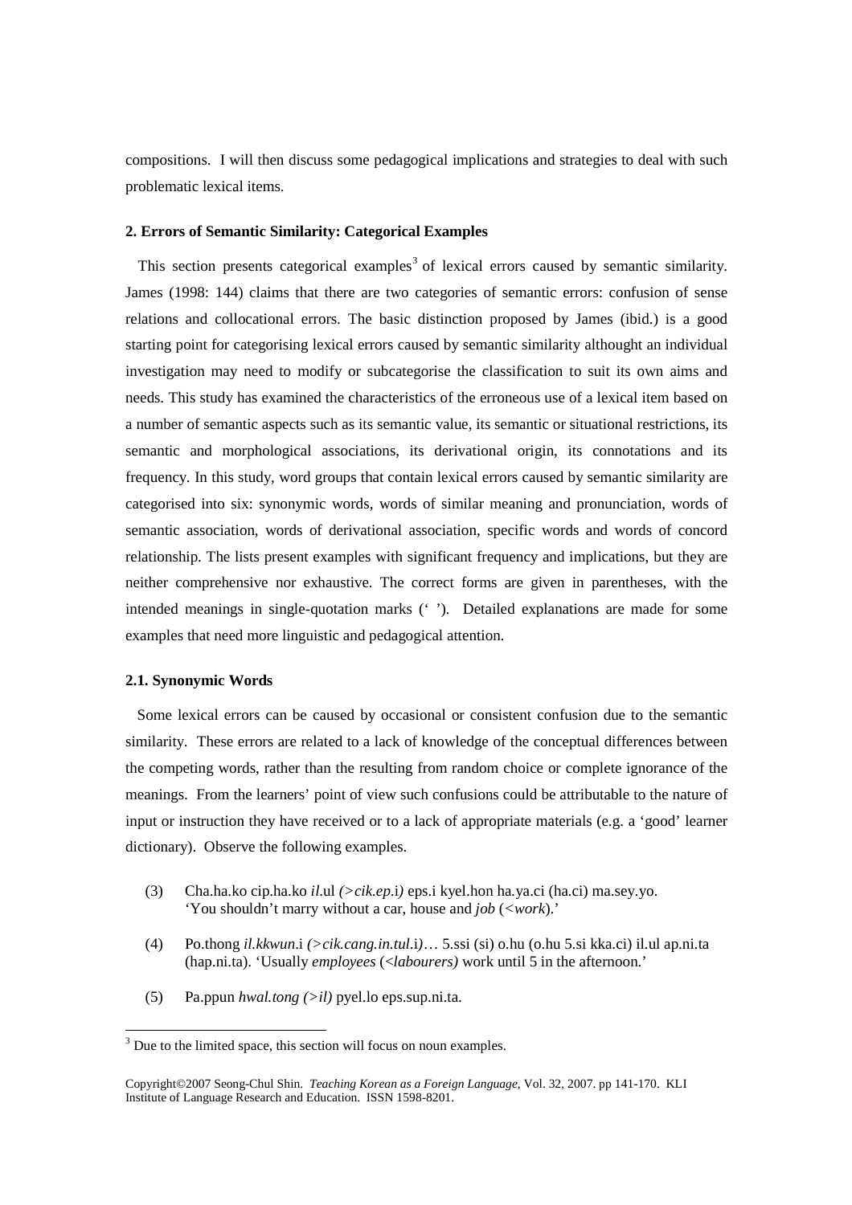compositions. I will then discuss some pedagogical implications and strategies to deal with such problematic lexical items.

### 2. Errors of Semantic Similarity: Categorical Examples

This section presents categorical examples[3] of lexical errors caused by semantic similarity. James (1998: 144) claims that there are two categories of semantic errors: confusion of sense relations and collocational errors. The basic distinction proposed by James (ibid.) is a good starting point for categorising lexical errors caused by semantic similarity althought an individual investigation may need to modify or subcategorise the classification to suit its own aims and needs. This study has examined the characteristics of the erroneous use of a lexical item based on a number of semantic aspects such as its semantic value, its semantic or situational restrictions, its semantic and morphological associations, its derivational origin, its connotations and its frequency. In this study, word groups that contain lexical errors caused by semantic similarity are categorised into six: synonymic words, words of similar meaning and pronunciation, words of semantic association, words of derivational association, specific words and words of concord relationship. The lists present examples with significant frequency and implications, but they are neither comprehensive nor exhaustive. The correct forms are given in parentheses, with the intended meanings in single-quotation marks (' '). Detailed explanations are made for some examples that need more linguistic and pedagogical attention.

#### 2.1. Synonymic Words

Some lexical errors can be caused by occasional or consistent confusion due to the semantic similarity. These errors are related to a lack of knowledge of the conceptual differences between the competing words, rather than the resulting from random choice or complete ignorance of the meanings. From the learners' point of view such confusions could be attributable to the nature of input or instruction they have received or to a lack of appropriate materials (e.g. a 'good' learner dictionary). Observe the following examples.

(3) Cha.ha.ko cip.ha.ko *il*.ul *(>cik.ep*.i*)* eps.i kyel.hon ha.ya.ci (ha.ci) ma.sey.yo.
'You shouldn't marry without a car, house and *job* (<*work*).'

(4) Po.thong *il.kkwun*.i *(>cik.cang.in.tul*.i*)*… 5.ssi (si) o.hu (o.hu 5.si kka.ci) il.ul ap.ni.ta (hap.ni.ta). 'Usually *employees* (<*labourers)* work until 5 in the afternoon.'

(5) Pa.ppun *hwal.tong (>il)* pyel.lo eps.sup.ni.ta.

[3] Due to the limited space, this section will focus on noun examples.

Copyright©2007 Seong-Chul Shin. *Teaching Korean as a Foreign Language*, Vol. 32, 2007. pp 141-170. KLI Institute of Language Research and Education. ISSN 1598-8201.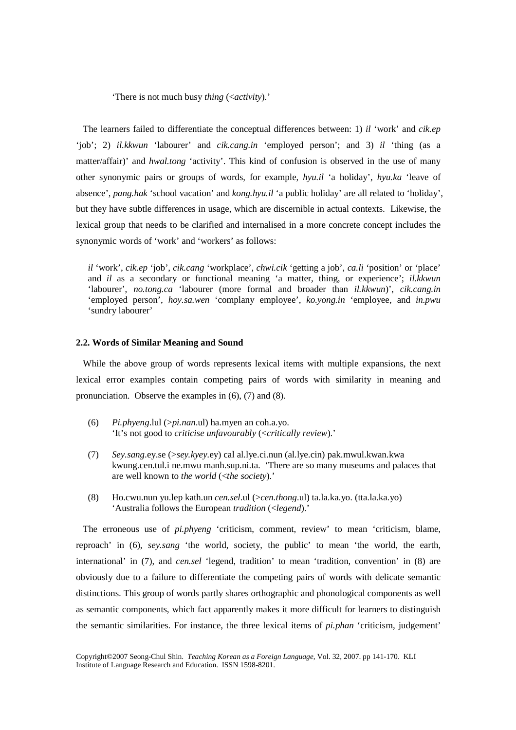'There is not much busy *thing* (<*activity*).'

The learners failed to differentiate the conceptual differences between: 1) *il* 'work' and *cik.ep* 'job'; 2) *il.kkwun* 'labourer' and *cik.cang.in* 'employed person'; and 3) *il* 'thing (as a matter/affair)' and *hwal.tong* 'activity'. This kind of confusion is observed in the use of many other synonymic pairs or groups of words, for example, *hyu.il* 'a holiday', *hyu.ka* 'leave of absence', *pang.hak* 'school vacation' and *kong.hyu.il* 'a public holiday' are all related to 'holiday', but they have subtle differences in usage, which are discernible in actual contexts. Likewise, the lexical group that needs to be clarified and internalised in a more concrete concept includes the synonymic words of 'work' and 'workers' as follows:

> *il* 'work', *cik.ep* 'job', *cik.cang* 'workplace', *chwi.cik* 'getting a job', *ca.li* 'position' or 'place' and *il* as a secondary or functional meaning 'a matter, thing, or experience'; *il.kkwun* 'labourer', *no.tong.ca* 'labourer (more formal and broader than *il.kkwun*)', *cik.cang.in* 'employed person', *hoy.sa.wen* 'complany employee', *ko.yong.in* 'employee, and *in.pwu* 'sundry labourer'

### 2.2. Words of Similar Meaning and Sound

While the above group of words represents lexical items with multiple expansions, the next lexical error examples contain competing pairs of words with similarity in meaning and pronunciation. Observe the examples in (6), (7) and (8).

(6) *Pi.phyeng*.lul (>*pi.nan*.ul) ha.myen an coh.a.yo.
'It's not good to *criticise unfavourably* (<*critically review*).'

(7) *Sey.sang*.ey.se (>*sey.kyey*.ey) cal al.lye.ci.nun (al.lye.cin) pak.mwul.kwan.kwa kwung.cen.tul.i ne.mwu manh.sup.ni.ta. 'There are so many museums and palaces that are well known to *the world* (<*the society*).'

(8) Ho.cwu.nun yu.lep kath.un *cen.sel*.ul (>*cen.thong*.ul) ta.la.ka.yo. (tta.la.ka.yo)
'Australia follows the European *tradition* (<*legend*).'

The erroneous use of *pi.phyeng* 'criticism, comment, review' to mean 'criticism, blame, reproach' in (6), *sey.sang* 'the world, society, the public' to mean 'the world, the earth, international' in (7), and *cen.sel* 'legend, tradition' to mean 'tradition, convention' in (8) are obviously due to a failure to differentiate the competing pairs of words with delicate semantic distinctions. This group of words partly shares orthographic and phonological components as well as semantic components, which fact apparently makes it more difficult for learners to distinguish the semantic similarities. For instance, the three lexical items of *pi.phan* 'criticism, judgement'

Copyright©2007 Seong-Chul Shin. *Teaching Korean as a Foreign Language*, Vol. 32, 2007. pp 141-170. KLI Institute of Language Research and Education. ISSN 1598-8201.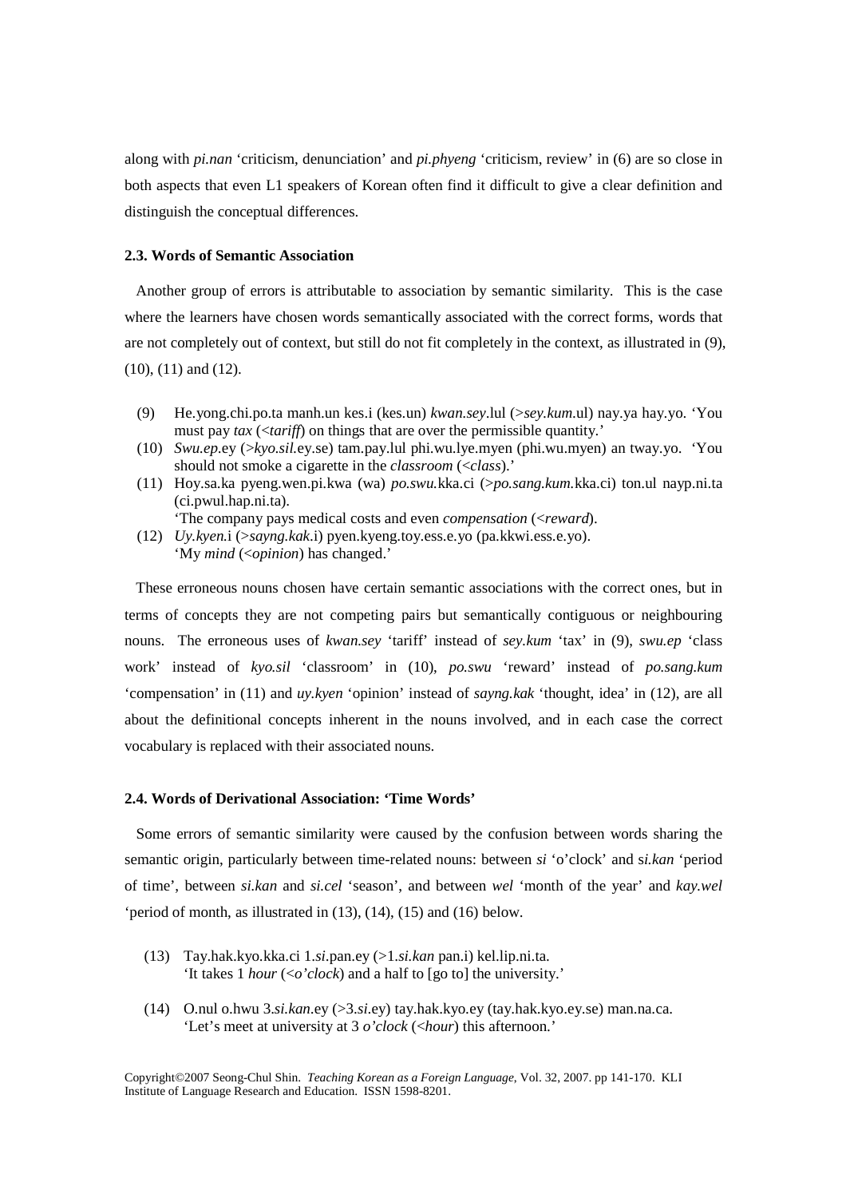along with *pi.nan* 'criticism, denunciation' and *pi.phyeng* 'criticism, review' in (6) are so close in both aspects that even L1 speakers of Korean often find it difficult to give a clear definition and distinguish the conceptual differences.

### 2.3. Words of Semantic Association

Another group of errors is attributable to association by semantic similarity. This is the case where the learners have chosen words semantically associated with the correct forms, words that are not completely out of context, but still do not fit completely in the context, as illustrated in (9), (10), (11) and (12).

(9) He.yong.chi.po.ta manh.un kes.i (kes.un) *kwan.sey*.lul (>*sey.kum*.ul) nay.ya hay.yo. 'You must pay *tax* (<*tariff*) on things that are over the permissible quantity.'

(10) *Swu.ep*.ey (>*kyo.sil*.ey.se) tam.pay.lul phi.wu.lye.myen (phi.wu.myen) an tway.yo. 'You should not smoke a cigarette in the *classroom* (<*class*).'

(11) Hoy.sa.ka pyeng.wen.pi.kwa (wa) *po.swu.*kka.ci (>*po.sang.kum.*kka.ci) ton.ul nayp.ni.ta (ci.pwul.hap.ni.ta).
'The company pays medical costs and even *compensation* (<*reward*).

(12) *Uy.kyen.*i (>*sayng.kak*.i) pyen.kyeng.toy.ess.e.yo (pa.kkwi.ess.e.yo).
'My *mind* (<*opinion*) has changed.'

These erroneous nouns chosen have certain semantic associations with the correct ones, but in terms of concepts they are not competing pairs but semantically contiguous or neighbouring nouns. The erroneous uses of *kwan.sey* 'tariff' instead of *sey.kum* 'tax' in (9), *swu.ep* 'class work' instead of *kyo.sil* 'classroom' in (10), *po.swu* 'reward' instead of *po.sang.kum* 'compensation' in (11) and *uy.kyen* 'opinion' instead of *sayng.kak* 'thought, idea' in (12), are all about the definitional concepts inherent in the nouns involved, and in each case the correct vocabulary is replaced with their associated nouns.

### 2.4. Words of Derivational Association: 'Time Words'

Some errors of semantic similarity were caused by the confusion between words sharing the semantic origin, particularly between time-related nouns: between *si* 'o'clock' and s*i.kan* 'period of time', between *si.kan* and *si.cel* 'season', and between *wel* 'month of the year' and *kay.wel* 'period of month, as illustrated in (13), (14), (15) and (16) below.

(13) Tay.hak.kyo.kka.ci 1.*si*.pan.ey (>1.*si.kan* pan.i) kel.lip.ni.ta.
'It takes 1 *hour* (<*o'clock*) and a half to [go to] the university.'

(14) O.nul o.hwu 3.*si.kan*.ey (>3.*si*.ey) tay.hak.kyo.ey (tay.hak.kyo.ey.se) man.na.ca.
'Let's meet at university at 3 *o'clock* (<*hour*) this afternoon.'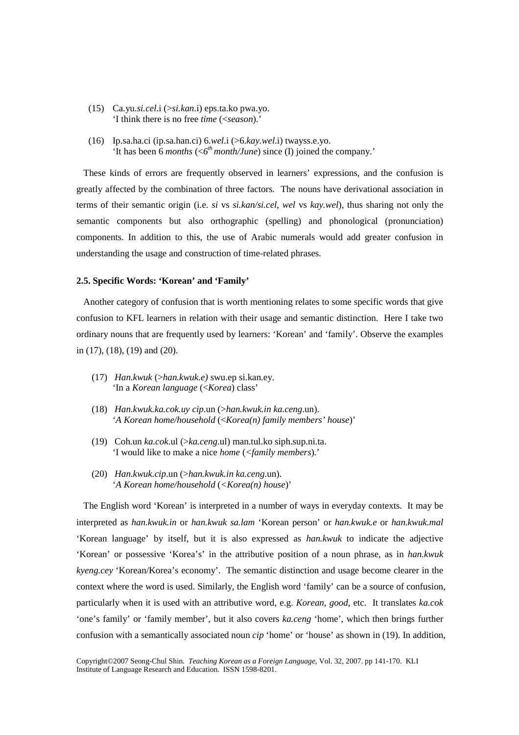(15) Ca.yu.*si.cel*.i (>*si.kan*.i) eps.ta.ko pwa.yo.
'I think there is no free *time* (<*season*).'

(16) Ip.sa.ha.ci (ip.sa.han.ci) 6.*wel*.i (>6.*kay.wel*.i) twayss.e.yo.
'It has been 6 *months* (<6[th] *month/June*) since (I) joined the company.'

These kinds of errors are frequently observed in learners' expressions, and the confusion is greatly affected by the combination of three factors. The nouns have derivational association in terms of their semantic origin (i.e. *si* vs *si.kan/si.cel*, *wel* vs *kay.wel*), thus sharing not only the semantic components but also orthographic (spelling) and phonological (pronunciation) components. In addition to this, the use of Arabic numerals would add greater confusion in understanding the usage and construction of time-related phrases.

### 2.5. Specific Words: 'Korean' and 'Family'

Another category of confusion that is worth mentioning relates to some specific words that give confusion to KFL learners in relation with their usage and semantic distinction. Here I take two ordinary nouns that are frequently used by learners: 'Korean' and 'family'. Observe the examples in (17), (18), (19) and (20).

(17) *Han.kwuk* (>*han.kwuk.e)* swu.ep si.kan.ey.
'In a *Korean language* (<*Korea*) class'

(18) *Han.kwuk.ka.cok.uy cip*.un (>*han.kwuk.in ka.ceng*.un).
'*A Korean home/household* (<*Korea(n) family members' house*)'

(19) Coh.un *ka.cok*.ul (>*ka.ceng*.ul) man.tul.ko siph.sup.ni.ta.
'I would like to make a nice *home* (<*family members*).'

(20) *Han.kwuk.cip*.un (>*han.kwuk.in ka.ceng*.un).
'*A Korean home/household* (<*Korea(n) house*)'

The English word 'Korean' is interpreted in a number of ways in everyday contexts. It may be interpreted as *han.kwuk.in* or *han.kwuk sa.lam* 'Korean person' or *han.kwuk.e* or *han.kwuk.mal* 'Korean language' by itself, but it is also expressed as *han.kwuk* to indicate the adjective 'Korean' or possessive 'Korea's' in the attributive position of a noun phrase, as in *han.kwuk kyeng.cey* 'Korean/Korea's economy'. The semantic distinction and usage become clearer in the context where the word is used. Similarly, the English word 'family' can be a source of confusion, particularly when it is used with an attributive word, e.g. *Korean*, *good*, etc. It translates *ka.cok* 'one's family' or 'family member', but it also covers *ka.ceng* 'home', which then brings further confusion with a semantically associated noun *cip* 'home' or 'house' as shown in (19). In addition,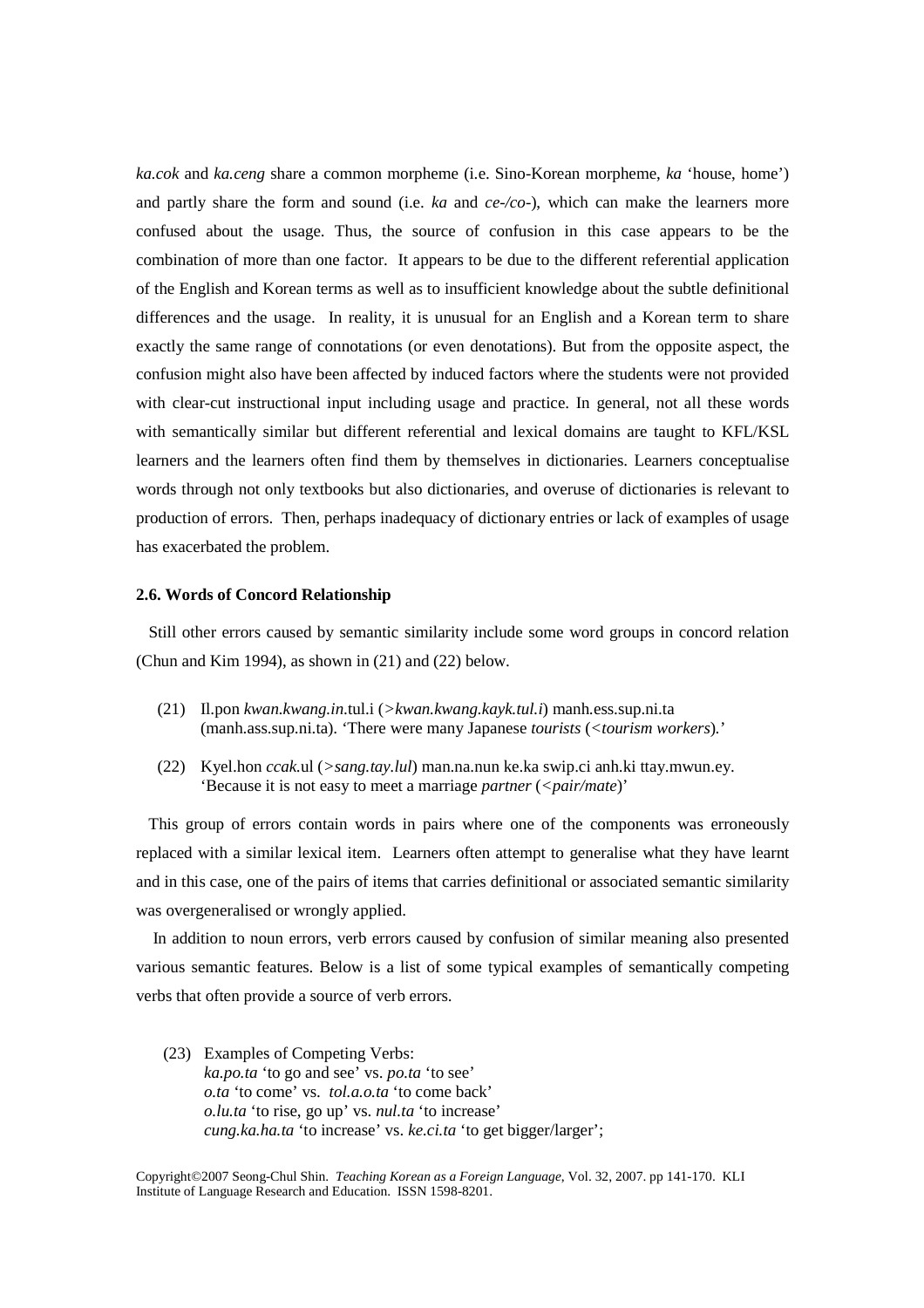*ka.cok* and *ka.ceng* share a common morpheme (i.e. Sino-Korean morpheme, *ka* 'house, home') and partly share the form and sound (i.e. *ka* and *ce-/co-*), which can make the learners more confused about the usage. Thus, the source of confusion in this case appears to be the combination of more than one factor. It appears to be due to the different referential application of the English and Korean terms as well as to insufficient knowledge about the subtle definitional differences and the usage. In reality, it is unusual for an English and a Korean term to share exactly the same range of connotations (or even denotations). But from the opposite aspect, the confusion might also have been affected by induced factors where the students were not provided with clear-cut instructional input including usage and practice. In general, not all these words with semantically similar but different referential and lexical domains are taught to KFL/KSL learners and the learners often find them by themselves in dictionaries. Learners conceptualise words through not only textbooks but also dictionaries, and overuse of dictionaries is relevant to production of errors. Then, perhaps inadequacy of dictionary entries or lack of examples of usage has exacerbated the problem.

### 2.6. Words of Concord Relationship

Still other errors caused by semantic similarity include some word groups in concord relation (Chun and Kim 1994), as shown in (21) and (22) below.

(21) Il.pon *kwan.kwang.in*.tul.i (>*kwan.kwang.kayk.tul.i*) manh.ess.sup.ni.ta (manh.ass.sup.ni.ta). 'There were many Japanese *tourists* (<*tourism workers*).'

(22) Kyel.hon *ccak*.ul (>*sang.tay.lul*) man.na.nun ke.ka swip.ci anh.ki ttay.mwun.ey. 'Because it is not easy to meet a marriage *partner* (<*pair/mate*)'

This group of errors contain words in pairs where one of the components was erroneously replaced with a similar lexical item. Learners often attempt to generalise what they have learnt and in this case, one of the pairs of items that carries definitional or associated semantic similarity was overgeneralised or wrongly applied.

In addition to noun errors, verb errors caused by confusion of similar meaning also presented various semantic features. Below is a list of some typical examples of semantically competing verbs that often provide a source of verb errors.

(23) Examples of Competing Verbs:
*ka.po.ta* 'to go and see' vs. *po.ta* 'to see'
*o.ta* 'to come' vs. *tol.a.o.ta* 'to come back'
*o.lu.ta* 'to rise, go up' vs. *nul.ta* 'to increase'
*cung.ka.ha.ta* 'to increase' vs. *ke.ci.ta* 'to get bigger/larger';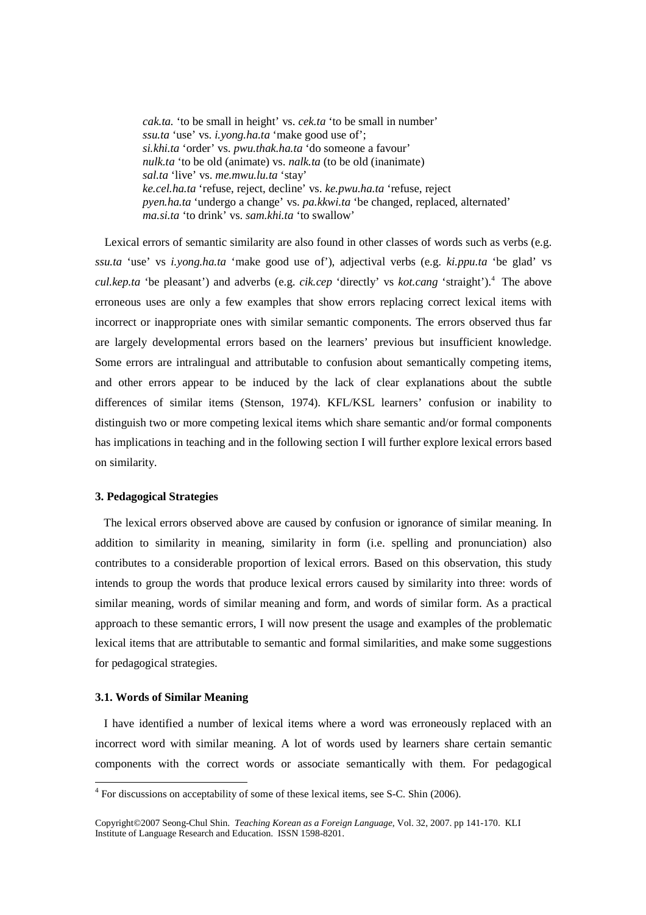*cak.ta.* 'to be small in height' vs. *cek.ta* 'to be small in number'  
*ssu.ta* 'use' vs. *i.yong.ha.ta* 'make good use of';  
*si.khi.ta* 'order' vs. *pwu.thak.ha.ta* 'do someone a favour'  
*nulk.ta* 'to be old (animate) vs. *nalk.ta* (to be old (inanimate)  
*sal.ta* 'live' vs. *me.mwu.lu.ta* 'stay'  
*ke.cel.ha.ta* 'refuse, reject, decline' vs. *ke.pwu.ha.ta* 'refuse, reject  
*pyen.ha.ta* 'undergo a change' vs. *pa.kkwi.ta* 'be changed, replaced, alternated'  
*ma.si.ta* 'to drink' vs. *sam.khi.ta* 'to swallow'

Lexical errors of semantic similarity are also found in other classes of words such as verbs (e.g. *ssu.ta* 'use' vs *i.yong.ha.ta* 'make good use of'), adjectival verbs (e.g. *ki.ppu.ta* 'be glad' vs *cul.kep.ta* 'be pleasant') and adverbs (e.g. *cik.cep* 'directly' vs *kot.cang* 'straight').[4] The above erroneous uses are only a few examples that show errors replacing correct lexical items with incorrect or inappropriate ones with similar semantic components. The errors observed thus far are largely developmental errors based on the learners' previous but insufficient knowledge. Some errors are intralingual and attributable to confusion about semantically competing items, and other errors appear to be induced by the lack of clear explanations about the subtle differences of similar items (Stenson, 1974). KFL/KSL learners' confusion or inability to distinguish two or more competing lexical items which share semantic and/or formal components has implications in teaching and in the following section I will further explore lexical errors based on similarity.

### 3. Pedagogical Strategies

The lexical errors observed above are caused by confusion or ignorance of similar meaning. In addition to similarity in meaning, similarity in form (i.e. spelling and pronunciation) also contributes to a considerable proportion of lexical errors. Based on this observation, this study intends to group the words that produce lexical errors caused by similarity into three: words of similar meaning, words of similar meaning and form, and words of similar form. As a practical approach to these semantic errors, I will now present the usage and examples of the problematic lexical items that are attributable to semantic and formal similarities, and make some suggestions for pedagogical strategies.

#### 3.1. Words of Similar Meaning

I have identified a number of lexical items where a word was erroneously replaced with an incorrect word with similar meaning. A lot of words used by learners share certain semantic components with the correct words or associate semantically with them. For pedagogical

[4] For discussions on acceptability of some of these lexical items, see S-C. Shin (2006).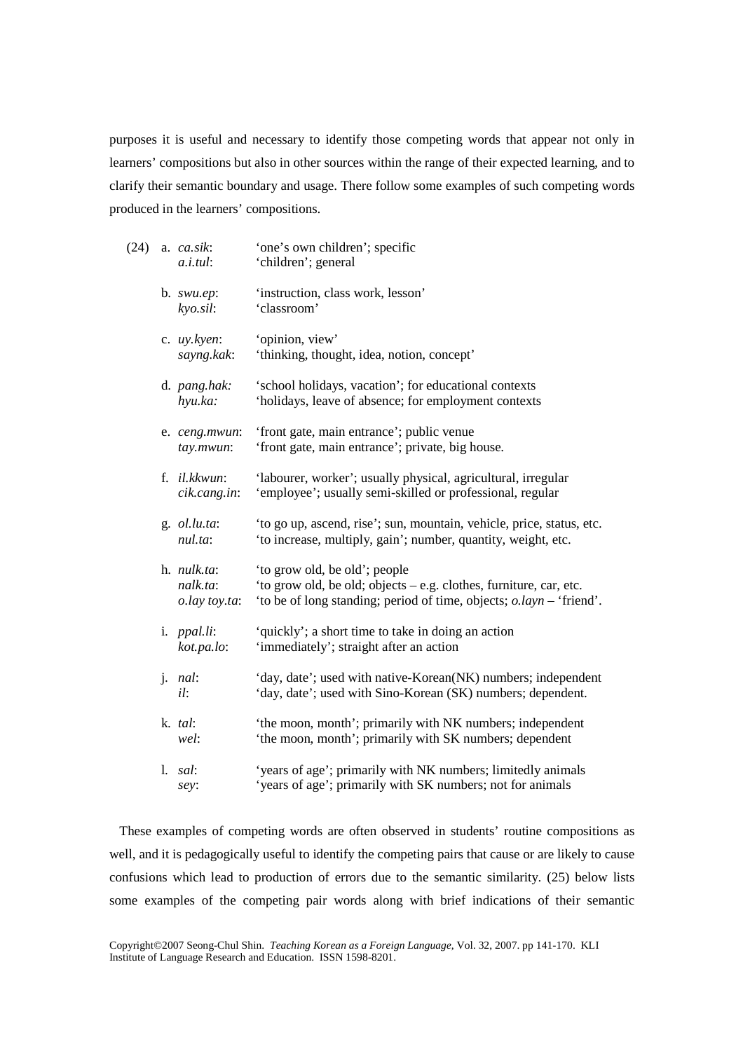purposes it is useful and necessary to identify those competing words that appear not only in learners' compositions but also in other sources within the range of their expected learning, and to clarify their semantic boundary and usage. There follow some examples of such competing words produced in the learners' compositions.

(24)

a. *ca.sik*: 'one's own children'; specific
   *a.i.tul*: 'children'; general

b. *swu.ep*: 'instruction, class work, lesson'
   *kyo.sil*: 'classroom'

c. *uy.kyen*: 'opinion, view'
   *sayng.kak*: 'thinking, thought, idea, notion, concept'

d. *pang.hak:* 'school holidays, vacation'; for educational contexts
   *hyu.ka:* 'holidays, leave of absence; for employment contexts

e. *ceng.mwun*: 'front gate, main entrance'; public venue
   *tay.mwun*: 'front gate, main entrance'; private, big house.

f. *il.kkwun*: 'labourer, worker'; usually physical, agricultural, irregular
   *cik.cang.in*: 'employee'; usually semi-skilled or professional, regular

g. *ol.lu.ta*: 'to go up, ascend, rise'; sun, mountain, vehicle, price, status, etc.
   *nul.ta*: 'to increase, multiply, gain'; number, quantity, weight, etc.

h. *nulk.ta*: 'to grow old, be old'; people
   *nalk.ta*: 'to grow old, be old; objects – e.g. clothes, furniture, car, etc.
   *o.lay toy.ta*: 'to be of long standing; period of time, objects; *o.layn* – 'friend'.

i. *ppal.li*: 'quickly'; a short time to take in doing an action
   *kot.pa.lo*: 'immediately'; straight after an action

j. *nal*: 'day, date'; used with native-Korean(NK) numbers; independent
   *il*: 'day, date'; used with Sino-Korean (SK) numbers; dependent.

k. *tal*: 'the moon, month'; primarily with NK numbers; independent
   *wel*: 'the moon, month'; primarily with SK numbers; dependent

l. *sal*: 'years of age'; primarily with NK numbers; limitedly animals
   *sey*: 'years of age'; primarily with SK numbers; not for animals

These examples of competing words are often observed in students' routine compositions as well, and it is pedagogically useful to identify the competing pairs that cause or are likely to cause confusions which lead to production of errors due to the semantic similarity. (25) below lists some examples of the competing pair words along with brief indications of their semantic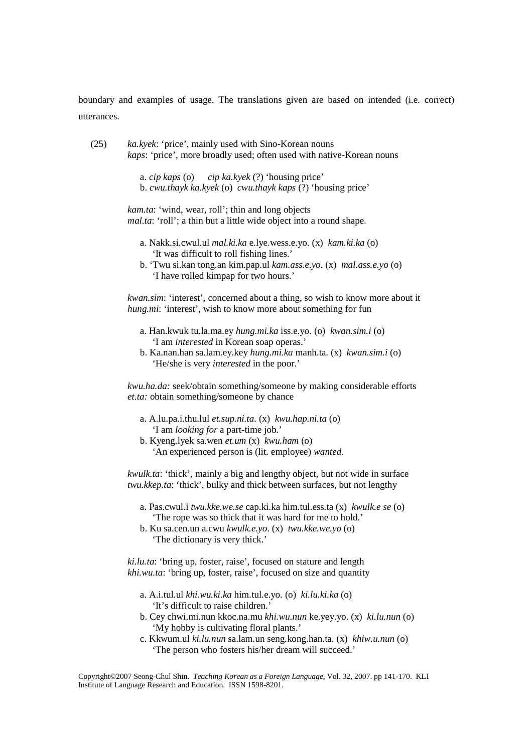boundary and examples of usage. The translations given are based on intended (i.e. correct) utterances.

(25) *ka.kyek*: 'price', mainly used with Sino-Korean nouns
*kaps*: 'price', more broadly used; often used with native-Korean nouns

a. *cip kaps* (o)  *cip ka.kyek* (?) 'housing price'
b. *cwu.thayk ka.kyek* (o) *cwu.thayk kaps* (?) 'housing price'

*kam.ta*: 'wind, wear, roll'; thin and long objects
*mal.ta*: 'roll'; a thin but a little wide object into a round shape.

a. Nakk.si.cwul.ul *mal.ki.ka* e.lye.wess.e.yo. (x) *kam.ki.ka* (o)
'It was difficult to roll fishing lines.'
b. 'Twu si.kan tong.an kim.pap.ul *kam.ass.e.yo*. (x) *mal.ass.e.yo* (o)
'I have rolled kimpap for two hours.'

*kwan.sim*: 'interest', concerned about a thing, so wish to know more about it
*hung.mi*: 'interest', wish to know more about something for fun

a. Han.kwuk tu.la.ma.ey *hung.mi.ka* iss.e.yo. (o) *kwan.sim.i* (o)
'I am *interested* in Korean soap operas.'
b. Ka.nan.han sa.lam.ey.key *hung.mi.ka* manh.ta. (x) *kwan.sim.i* (o)
'He/she is very *interested* in the poor.'

*kwu.ha.da:* seek/obtain something/someone by making considerable efforts
*et.ta:* obtain something/someone by chance

a. A.lu.pa.i.thu.lul *et.sup.ni.ta*. (x) *kwu.hap.ni.ta* (o)
'I am *looking for* a part-time job.'
b. Kyeng.lyek sa.wen *et.um* (x) *kwu.ham* (o)
'An experienced person is (lit. employee) *wanted*.

*kwulk.ta*: 'thick', mainly a big and lengthy object, but not wide in surface
*twu.kkep.ta*: 'thick', bulky and thick between surfaces, but not lengthy

a. Pas.cwul.i *twu.kke.we.se* cap.ki.ka him.tul.ess.ta (x) *kwulk.e se* (o)
'The rope was so thick that it was hard for me to hold.'
b. Ku sa.cen.un a.cwu *kwulk.e.yo*. (x) *twu.kke.we.yo* (o)
'The dictionary is very thick.'

*ki.lu.ta*: 'bring up, foster, raise', focused on stature and length
*khi.wu.ta*: 'bring up, foster, raise', focused on size and quantity

a. A.i.tul.ul *khi.wu.ki.ka* him.tul.e.yo. (o) *ki.lu.ki.ka* (o)
'It's difficult to raise children.'
b. Cey chwi.mi.nun kkoc.na.mu *khi.wu.nun* ke.yey.yo. (x) *ki.lu.nun* (o)
'My hobby is cultivating floral plants.'
c. Kkwum.ul *ki.lu.nun* sa.lam.un seng.kong.han.ta. (x) *khiw.u.nun* (o)
'The person who fosters his/her dream will succeed.'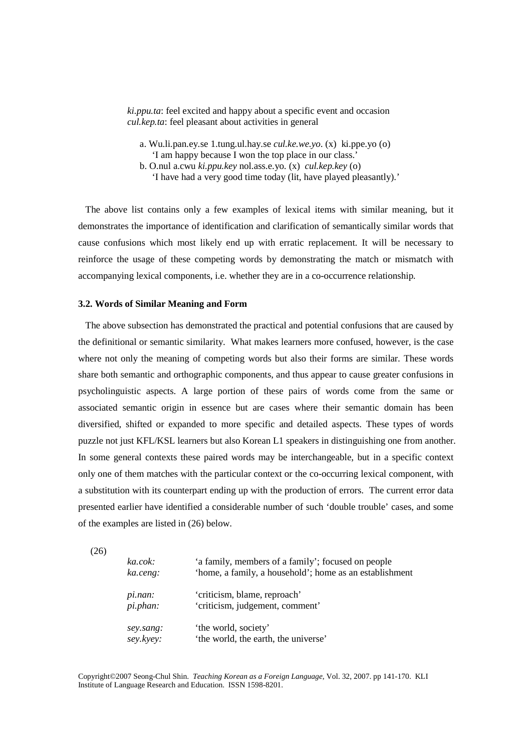*ki.ppu.ta*: feel excited and happy about a specific event and occasion
*cul.kep.ta*: feel pleasant about activities in general

a. Wu.li.pan.ey.se 1.tung.ul.hay.se *cul.ke.we.yo*. (x) ki.ppe.yo (o)
'I am happy because I won the top place in our class.'
b. O.nul a.cwu *ki.ppu.key* nol.ass.e.yo. (x) *cul.kep.key* (o)
'I have had a very good time today (lit, have played pleasantly).'

The above list contains only a few examples of lexical items with similar meaning, but it demonstrates the importance of identification and clarification of semantically similar words that cause confusions which most likely end up with erratic replacement. It will be necessary to reinforce the usage of these competing words by demonstrating the match or mismatch with accompanying lexical components, i.e. whether they are in a co-occurrence relationship.

### 3.2. Words of Similar Meaning and Form

The above subsection has demonstrated the practical and potential confusions that are caused by the definitional or semantic similarity. What makes learners more confused, however, is the case where not only the meaning of competing words but also their forms are similar. These words share both semantic and orthographic components, and thus appear to cause greater confusions in psycholinguistic aspects. A large portion of these pairs of words come from the same or associated semantic origin in essence but are cases where their semantic domain has been diversified, shifted or expanded to more specific and detailed aspects. These types of words puzzle not just KFL/KSL learners but also Korean L1 speakers in distinguishing one from another. In some general contexts these paired words may be interchangeable, but in a specific context only one of them matches with the particular context or the co-occurring lexical component, with a substitution with its counterpart ending up with the production of errors. The current error data presented earlier have identified a considerable number of such 'double trouble' cases, and some of the examples are listed in (26) below.

(26)

*ka.cok:* 'a family, members of a family'; focused on people
*ka.ceng:* 'home, a family, a household'; home as an establishment

*pi.nan:* 'criticism, blame, reproach'
*pi.phan:* 'criticism, judgement, comment'

*sey.sang:* 'the world, society'
*sey.kyey:* 'the world, the earth, the universe'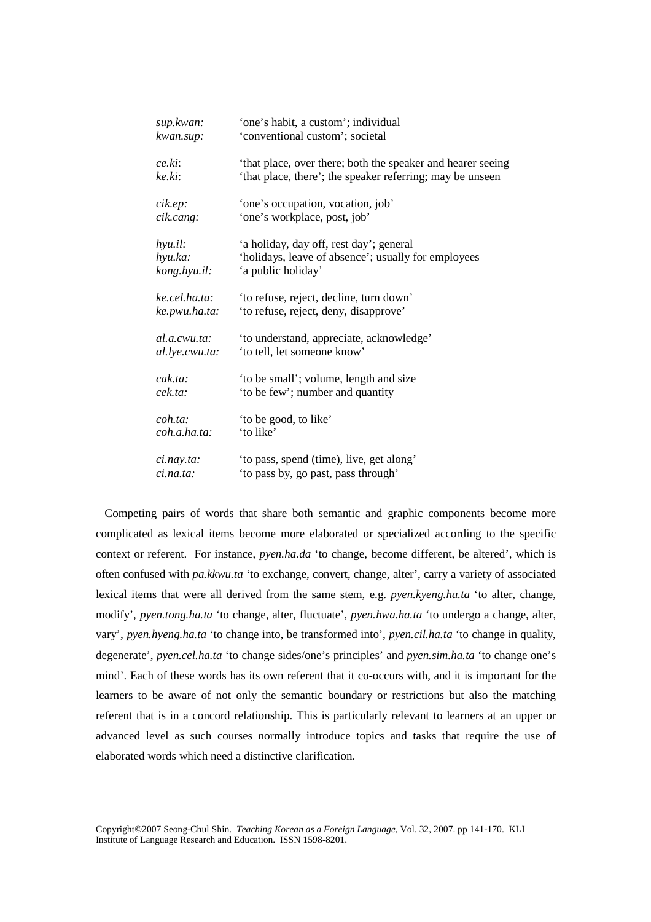| | |
|---|---|
| *sup.kwan:* | 'one's habit, a custom'; individual |
| *kwan.sup:* | 'conventional custom'; societal |
| | |
| *ce.ki*: | 'that place, over there; both the speaker and hearer seeing |
| *ke.ki*: | 'that place, there'; the speaker referring; may be unseen |
| | |
| *cik.ep:* | 'one's occupation, vocation, job' |
| *cik.cang:* | 'one's workplace, post, job' |
| | |
| *hyu.il:* | 'a holiday, day off, rest day'; general |
| *hyu.ka:* | 'holidays, leave of absence'; usually for employees |
| *kong.hyu.il:* | 'a public holiday' |
| | |
| *ke.cel.ha.ta:* | 'to refuse, reject, decline, turn down' |
| *ke.pwu.ha.ta:* | 'to refuse, reject, deny, disapprove' |
| | |
| *al.a.cwu.ta:* | 'to understand, appreciate, acknowledge' |
| *al.lye.cwu.ta:* | 'to tell, let someone know' |
| | |
| *cak.ta:* | 'to be small'; volume, length and size |
| *cek.ta:* | 'to be few'; number and quantity |
| | |
| *coh.ta:* | 'to be good, to like' |
| *coh.a.ha.ta:* | 'to like' |
| | |
| *ci.nay.ta:* | 'to pass, spend (time), live, get along' |
| *ci.na.ta:* | 'to pass by, go past, pass through' |

Competing pairs of words that share both semantic and graphic components become more complicated as lexical items become more elaborated or specialized according to the specific context or referent. For instance, *pyen.ha.da* 'to change, become different, be altered', which is often confused with *pa.kkwu.ta* 'to exchange, convert, change, alter', carry a variety of associated lexical items that were all derived from the same stem, e.g. *pyen.kyeng.ha.ta* 'to alter, change, modify', *pyen.tong.ha.ta* 'to change, alter, fluctuate', *pyen.hwa.ha.ta* 'to undergo a change, alter, vary', *pyen.hyeng.ha.ta* 'to change into, be transformed into', *pyen.cil.ha.ta* 'to change in quality, degenerate', *pyen.cel.ha.ta* 'to change sides/one's principles' and *pyen.sim.ha.ta* 'to change one's mind'. Each of these words has its own referent that it co-occurs with, and it is important for the learners to be aware of not only the semantic boundary or restrictions but also the matching referent that is in a concord relationship. This is particularly relevant to learners at an upper or advanced level as such courses normally introduce topics and tasks that require the use of elaborated words which need a distinctive clarification.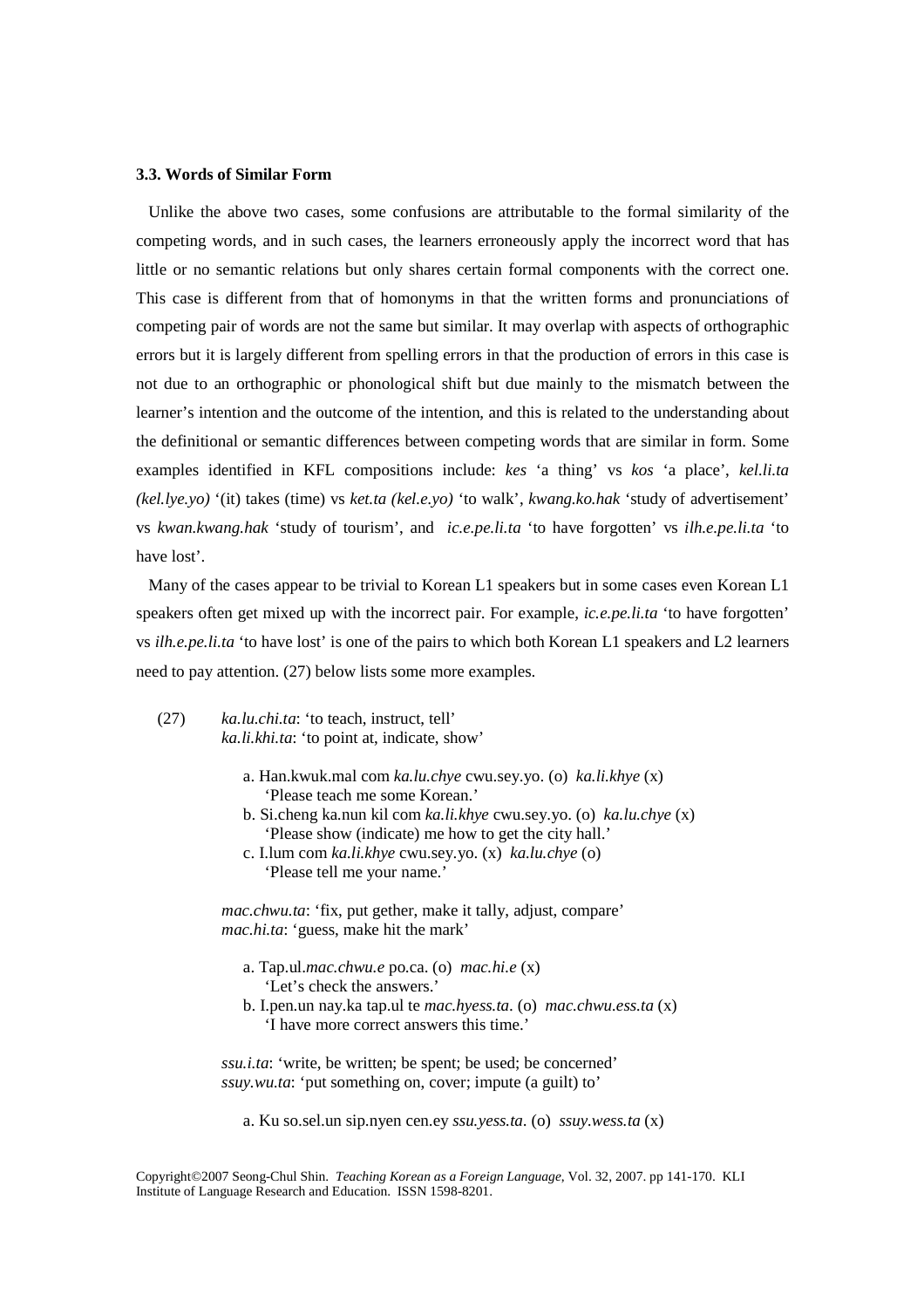### 3.3. Words of Similar Form

Unlike the above two cases, some confusions are attributable to the formal similarity of the competing words, and in such cases, the learners erroneously apply the incorrect word that has little or no semantic relations but only shares certain formal components with the correct one. This case is different from that of homonyms in that the written forms and pronunciations of competing pair of words are not the same but similar. It may overlap with aspects of orthographic errors but it is largely different from spelling errors in that the production of errors in this case is not due to an orthographic or phonological shift but due mainly to the mismatch between the learner's intention and the outcome of the intention, and this is related to the understanding about the definitional or semantic differences between competing words that are similar in form. Some examples identified in KFL compositions include: *kes* 'a thing' vs *kos* 'a place', *kel.li.ta (kel.lye.yo)* '(it) takes (time) vs *ket.ta (kel.e.yo)* 'to walk', *kwang.ko.hak* 'study of advertisement' vs *kwan.kwang.hak* 'study of tourism', and *ic.e.pe.li.ta* 'to have forgotten' vs *ilh.e.pe.li.ta* 'to have lost'.

Many of the cases appear to be trivial to Korean L1 speakers but in some cases even Korean L1 speakers often get mixed up with the incorrect pair. For example, *ic.e.pe.li.ta* 'to have forgotten' vs *ilh.e.pe.li.ta* 'to have lost' is one of the pairs to which both Korean L1 speakers and L2 learners need to pay attention. (27) below lists some more examples.

(27) *ka.lu.chi.ta*: 'to teach, instruct, tell'
*ka.li.khi.ta*: 'to point at, indicate, show'

a. Han.kwuk.mal com *ka.lu.chye* cwu.sey.yo. (o) *ka.li.khye* (x)
'Please teach me some Korean.'
b. Si.cheng ka.nun kil com *ka.li.khye* cwu.sey.yo. (o) *ka.lu.chye* (x)
'Please show (indicate) me how to get the city hall.'
c. I.lum com *ka.li.khye* cwu.sey.yo. (x) *ka.lu.chye* (o)
'Please tell me your name.'

*mac.chwu.ta*: 'fix, put gether, make it tally, adjust, compare'
*mac.hi.ta*: 'guess, make hit the mark'

a. Tap.ul.*mac.chwu.e* po.ca. (o) *mac.hi.e* (x)
'Let's check the answers.'
b. I.pen.un nay.ka tap.ul te *mac.hyess.ta*. (o) *mac.chwu.ess.ta* (x)
'I have more correct answers this time.'

*ssu.i.ta*: 'write, be written; be spent; be used; be concerned'
*ssuy.wu.ta*: 'put something on, cover; impute (a guilt) to'

a. Ku so.sel.un sip.nyen cen.ey *ssu.yess.ta*. (o) *ssuy.wess.ta* (x)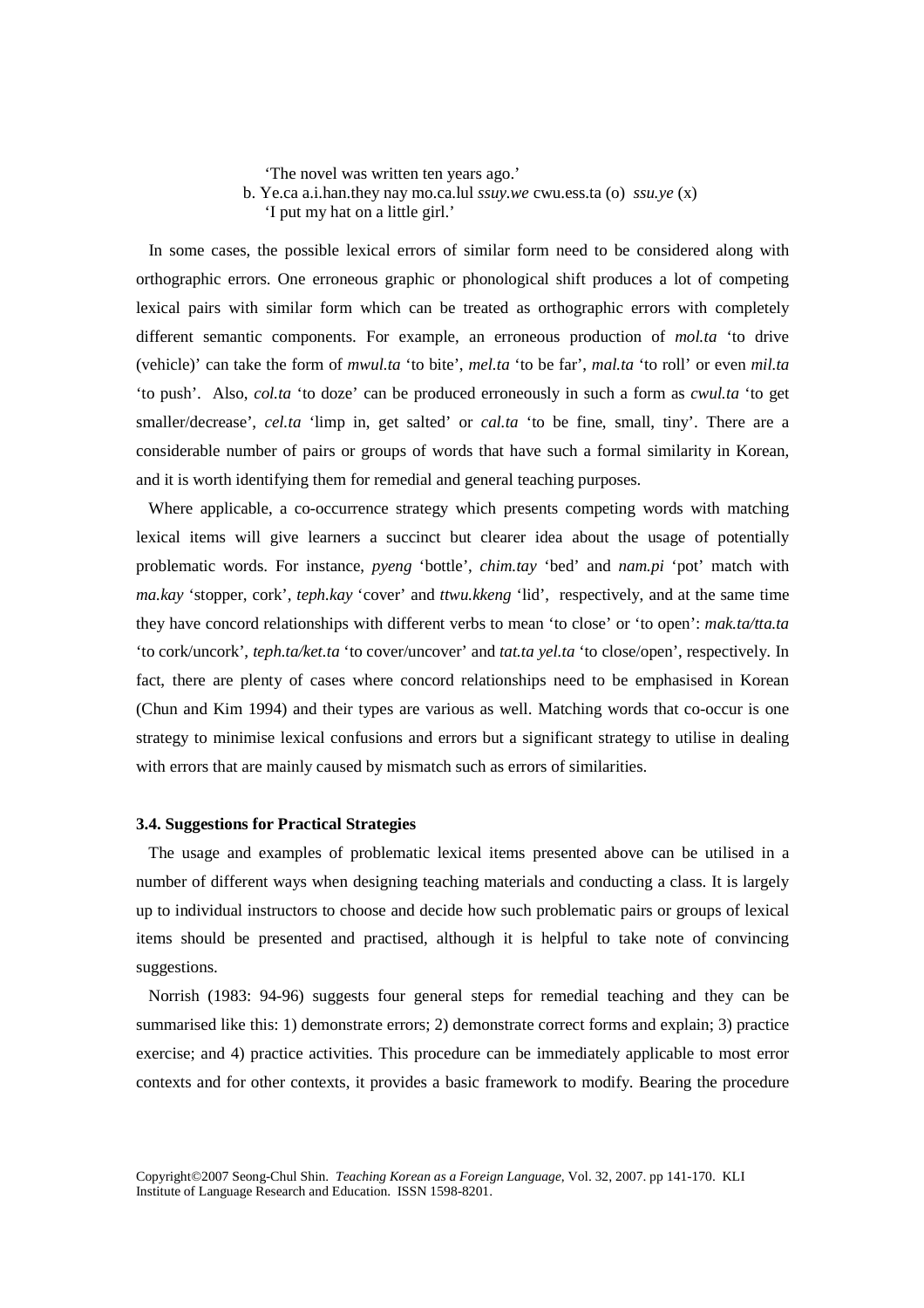'The novel was written ten years ago.'

b. Ye.ca a.i.han.they nay mo.ca.lul *ssuy.we* cwu.ess.ta (o) *ssu.ye* (x)
'I put my hat on a little girl.'

In some cases, the possible lexical errors of similar form need to be considered along with orthographic errors. One erroneous graphic or phonological shift produces a lot of competing lexical pairs with similar form which can be treated as orthographic errors with completely different semantic components. For example, an erroneous production of *mol.ta* 'to drive (vehicle)' can take the form of *mwul.ta* 'to bite', *mel.ta* 'to be far', *mal.ta* 'to roll' or even *mil.ta* 'to push'. Also, *col.ta* 'to doze' can be produced erroneously in such a form as *cwul.ta* 'to get smaller/decrease', *cel.ta* 'limp in, get salted' or *cal.ta* 'to be fine, small, tiny'. There are a considerable number of pairs or groups of words that have such a formal similarity in Korean, and it is worth identifying them for remedial and general teaching purposes.

Where applicable, a co-occurrence strategy which presents competing words with matching lexical items will give learners a succinct but clearer idea about the usage of potentially problematic words. For instance, *pyeng* 'bottle', *chim.tay* 'bed' and *nam.pi* 'pot' match with *ma.kay* 'stopper, cork', *teph.kay* 'cover' and *ttwu.kkeng* 'lid', respectively, and at the same time they have concord relationships with different verbs to mean 'to close' or 'to open': *mak.ta/tta.ta* 'to cork/uncork', *teph.ta/ket.ta* 'to cover/uncover' and *tat.ta yel.ta* 'to close/open', respectively. In fact, there are plenty of cases where concord relationships need to be emphasised in Korean (Chun and Kim 1994) and their types are various as well. Matching words that co-occur is one strategy to minimise lexical confusions and errors but a significant strategy to utilise in dealing with errors that are mainly caused by mismatch such as errors of similarities.

### 3.4. Suggestions for Practical Strategies

The usage and examples of problematic lexical items presented above can be utilised in a number of different ways when designing teaching materials and conducting a class. It is largely up to individual instructors to choose and decide how such problematic pairs or groups of lexical items should be presented and practised, although it is helpful to take note of convincing suggestions.

Norrish (1983: 94-96) suggests four general steps for remedial teaching and they can be summarised like this: 1) demonstrate errors; 2) demonstrate correct forms and explain; 3) practice exercise; and 4) practice activities. This procedure can be immediately applicable to most error contexts and for other contexts, it provides a basic framework to modify. Bearing the procedure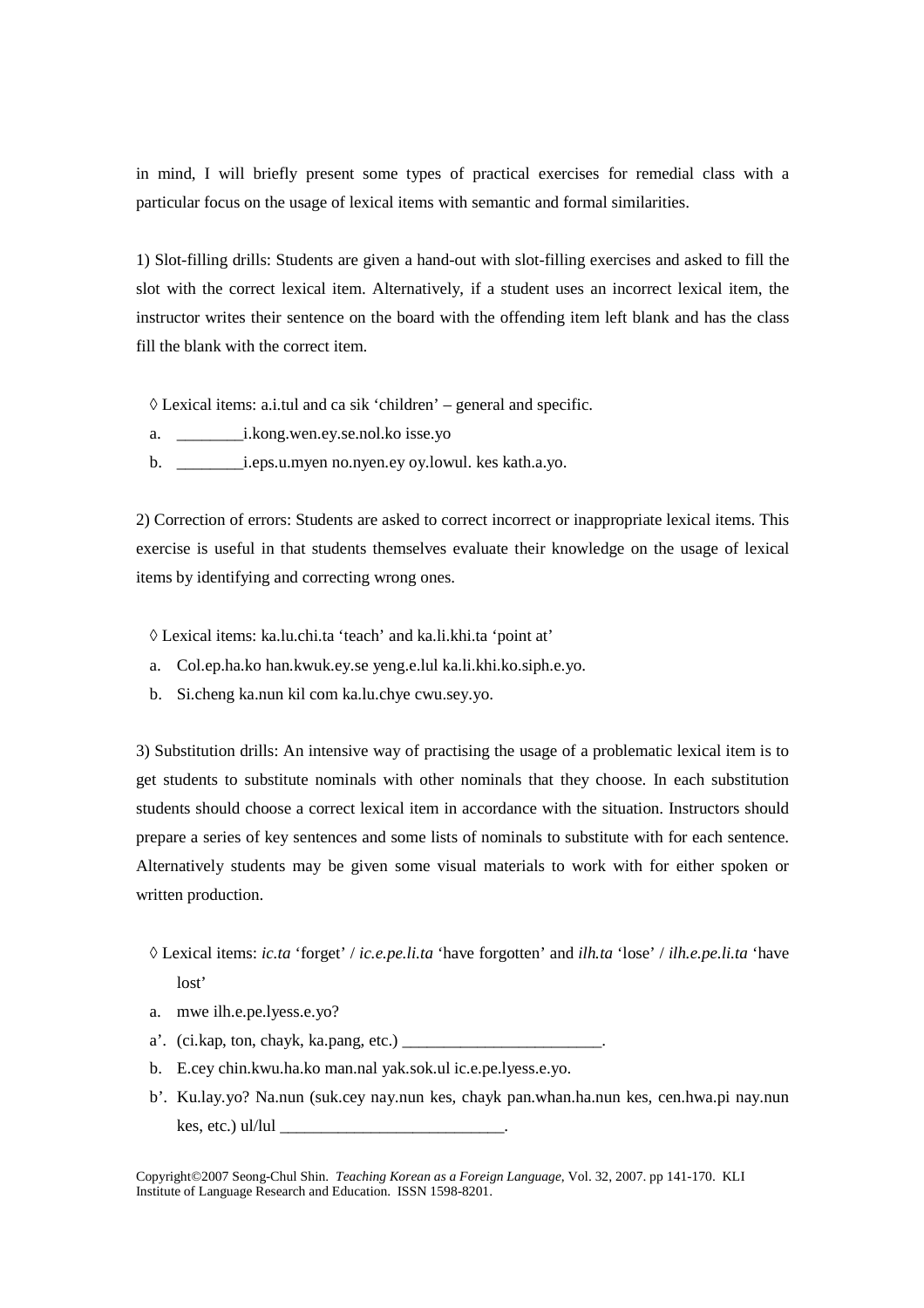in mind, I will briefly present some types of practical exercises for remedial class with a particular focus on the usage of lexical items with semantic and formal similarities.

1) Slot-filling drills: Students are given a hand-out with slot-filling exercises and asked to fill the slot with the correct lexical item. Alternatively, if a student uses an incorrect lexical item, the instructor writes their sentence on the board with the offending item left blank and has the class fill the blank with the correct item.

◊ Lexical items: a.i.tul and ca sik 'children' – general and specific.

a. ________i.kong.wen.ey.se.nol.ko isse.yo
b. ________i.eps.u.myen no.nyen.ey oy.lowul. kes kath.a.yo.

2) Correction of errors: Students are asked to correct incorrect or inappropriate lexical items. This exercise is useful in that students themselves evaluate their knowledge on the usage of lexical items by identifying and correcting wrong ones.

◊ Lexical items: ka.lu.chi.ta 'teach' and ka.li.khi.ta 'point at'

a. Col.ep.ha.ko han.kwuk.ey.se yeng.e.lul ka.li.khi.ko.siph.e.yo.
b. Si.cheng ka.nun kil com ka.lu.chye cwu.sey.yo.

3) Substitution drills: An intensive way of practising the usage of a problematic lexical item is to get students to substitute nominals with other nominals that they choose. In each substitution students should choose a correct lexical item in accordance with the situation. Instructors should prepare a series of key sentences and some lists of nominals to substitute with for each sentence. Alternatively students may be given some visual materials to work with for either spoken or written production.

◊ Lexical items: *ic.ta* 'forget' / *ic.e.pe.li.ta* 'have forgotten' and *ilh.ta* 'lose' / *ilh.e.pe.li.ta* 'have lost'

a. mwe ilh.e.pe.lyess.e.yo?
a'. (ci.kap, ton, chayk, ka.pang, etc.) ________________________.
b. E.cey chin.kwu.ha.ko man.nal yak.sok.ul ic.e.pe.lyess.e.yo.
b'. Ku.lay.yo? Na.nun (suk.cey nay.nun kes, chayk pan.whan.ha.nun kes, cen.hwa.pi nay.nun kes, etc.) ul/lul ___________________________.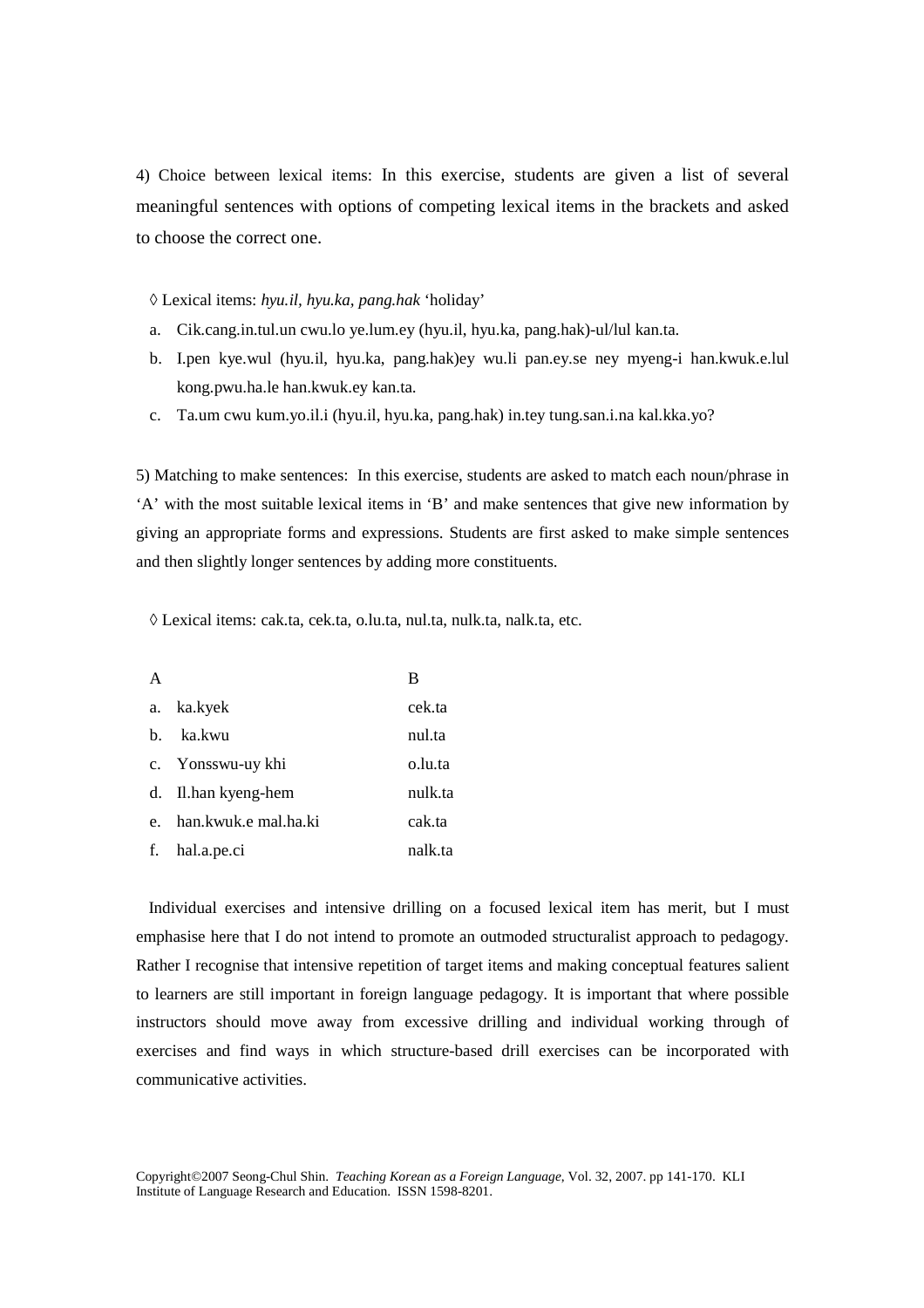4) Choice between lexical items: In this exercise, students are given a list of several meaningful sentences with options of competing lexical items in the brackets and asked to choose the correct one.

◊ Lexical items: *hyu.il, hyu.ka, pang.hak* 'holiday'

a. Cik.cang.in.tul.un cwu.lo ye.lum.ey (hyu.il, hyu.ka, pang.hak)-ul/lul kan.ta.
b. I.pen kye.wul (hyu.il, hyu.ka, pang.hak)ey wu.li pan.ey.se ney myeng-i han.kwuk.e.lul kong.pwu.ha.le han.kwuk.ey kan.ta.
c. Ta.um cwu kum.yo.il.i (hyu.il, hyu.ka, pang.hak) in.tey tung.san.i.na kal.kka.yo?

5) Matching to make sentences: In this exercise, students are asked to match each noun/phrase in 'A' with the most suitable lexical items in 'B' and make sentences that give new information by giving an appropriate forms and expressions. Students are first asked to make simple sentences and then slightly longer sentences by adding more constituents.

◊ Lexical items: cak.ta, cek.ta, o.lu.ta, nul.ta, nulk.ta, nalk.ta, etc.

| A | B |
|---|---|
| a. ka.kyek | cek.ta |
| b. ka.kwu | nul.ta |
| c. Yonsswu-uy khi | o.lu.ta |
| d. Il.han kyeng-hem | nulk.ta |
| e. han.kwuk.e mal.ha.ki | cak.ta |
| f. hal.a.pe.ci | nalk.ta |

Individual exercises and intensive drilling on a focused lexical item has merit, but I must emphasise here that I do not intend to promote an outmoded structuralist approach to pedagogy. Rather I recognise that intensive repetition of target items and making conceptual features salient to learners are still important in foreign language pedagogy. It is important that where possible instructors should move away from excessive drilling and individual working through of exercises and find ways in which structure-based drill exercises can be incorporated with communicative activities.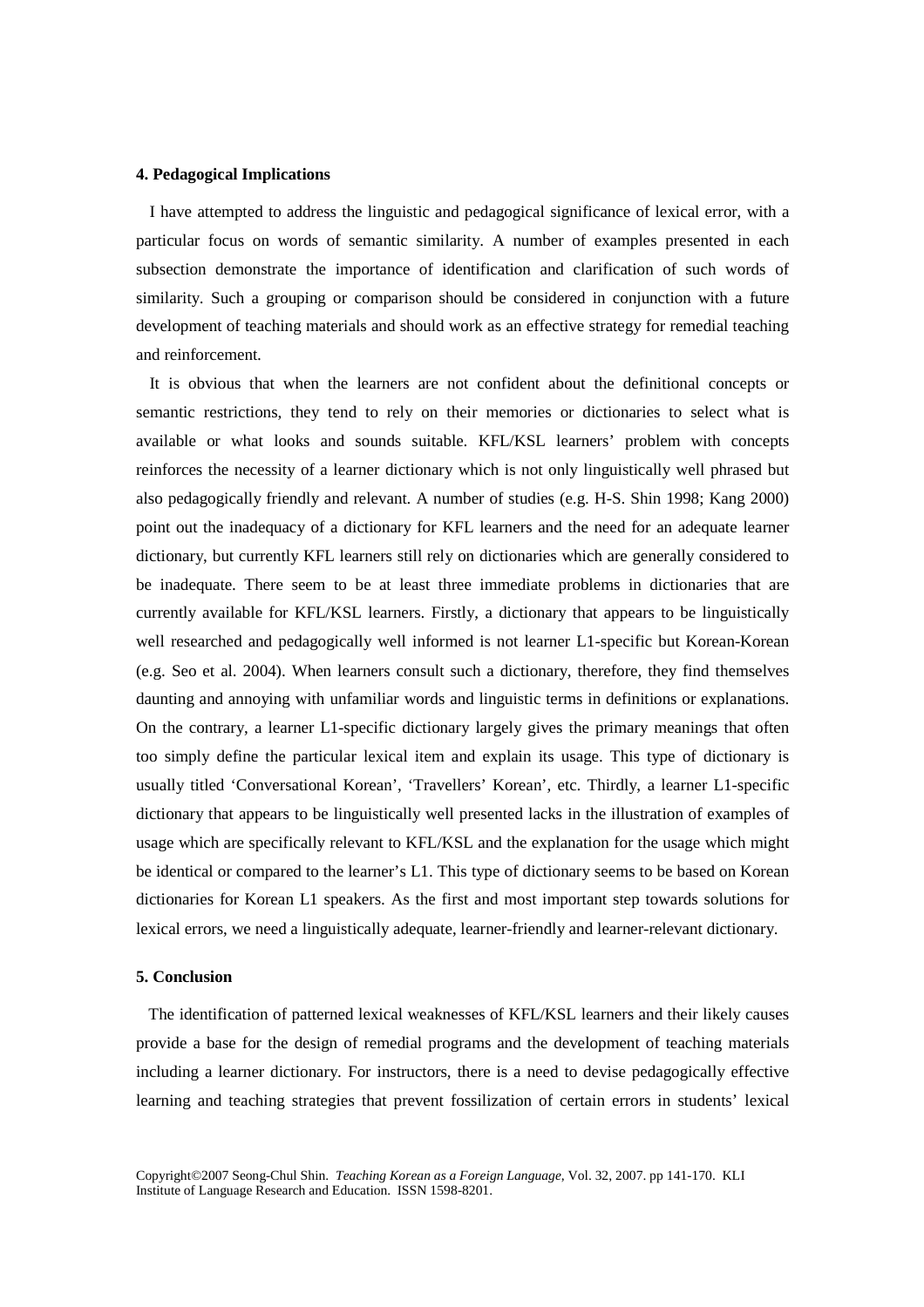## 4. Pedagogical Implications

I have attempted to address the linguistic and pedagogical significance of lexical error, with a particular focus on words of semantic similarity. A number of examples presented in each subsection demonstrate the importance of identification and clarification of such words of similarity. Such a grouping or comparison should be considered in conjunction with a future development of teaching materials and should work as an effective strategy for remedial teaching and reinforcement.

It is obvious that when the learners are not confident about the definitional concepts or semantic restrictions, they tend to rely on their memories or dictionaries to select what is available or what looks and sounds suitable. KFL/KSL learners' problem with concepts reinforces the necessity of a learner dictionary which is not only linguistically well phrased but also pedagogically friendly and relevant. A number of studies (e.g. H-S. Shin 1998; Kang 2000) point out the inadequacy of a dictionary for KFL learners and the need for an adequate learner dictionary, but currently KFL learners still rely on dictionaries which are generally considered to be inadequate. There seem to be at least three immediate problems in dictionaries that are currently available for KFL/KSL learners. Firstly, a dictionary that appears to be linguistically well researched and pedagogically well informed is not learner L1-specific but Korean-Korean (e.g. Seo et al. 2004). When learners consult such a dictionary, therefore, they find themselves daunting and annoying with unfamiliar words and linguistic terms in definitions or explanations. On the contrary, a learner L1-specific dictionary largely gives the primary meanings that often too simply define the particular lexical item and explain its usage. This type of dictionary is usually titled 'Conversational Korean', 'Travellers' Korean', etc. Thirdly, a learner L1-specific dictionary that appears to be linguistically well presented lacks in the illustration of examples of usage which are specifically relevant to KFL/KSL and the explanation for the usage which might be identical or compared to the learner's L1. This type of dictionary seems to be based on Korean dictionaries for Korean L1 speakers. As the first and most important step towards solutions for lexical errors, we need a linguistically adequate, learner-friendly and learner-relevant dictionary.

## 5. Conclusion

The identification of patterned lexical weaknesses of KFL/KSL learners and their likely causes provide a base for the design of remedial programs and the development of teaching materials including a learner dictionary. For instructors, there is a need to devise pedagogically effective learning and teaching strategies that prevent fossilization of certain errors in students' lexical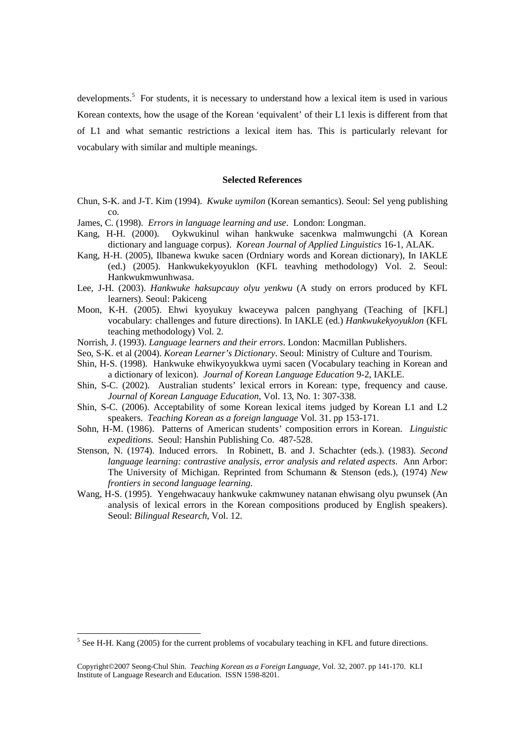developments.[5] For students, it is necessary to understand how a lexical item is used in various Korean contexts, how the usage of the Korean 'equivalent' of their L1 lexis is different from that of L1 and what semantic restrictions a lexical item has. This is particularly relevant for vocabulary with similar and multiple meanings.

## Selected References

Chun, S-K. and J-T. Kim (1994). *Kwuke uymilon* (Korean semantics). Seoul: Sel yeng publishing co.

James, C. (1998). *Errors in language learning and use*. London: Longman.

Kang, H-H. (2000). Oykwukinul wihan hankwuke sacenkwa malmwungchi (A Korean dictionary and language corpus). *Korean Journal of Applied Linguistics* 16-1, ALAK.

Kang, H-H. (2005), Ilbanewa kwuke sacen (Ordniary words and Korean dictionary), In IAKLE (ed.) (2005). Hankwukekyoyuklon (KFL teavhing methodology) Vol. 2. Seoul: Hankwukmwunhwasa.

Lee, J-H. (2003). *Hankwuke haksupcauy olyu yenkwu* (A study on errors produced by KFL learners). Seoul: Pakiceng

Moon, K-H. (2005). Ehwi kyoyukuy kwaceywa palcen panghyang (Teaching of [KFL] vocabulary: challenges and future directions). In IAKLE (ed.) *Hankwukekyoyuklon* (KFL teaching methodology) Vol. 2.

Norrish, J. (1993). *Language learners and their errors*. London: Macmillan Publishers.

Seo, S-K. et al (2004). *Korean Learner's Dictionary*. Seoul: Ministry of Culture and Tourism.

Shin, H-S. (1998). Hankwuke ehwikyoyukkwa uymi sacen (Vocabulary teaching in Korean and a dictionary of lexicon). *Journal of Korean Language Education* 9-2, IAKLE.

Shin, S-C. (2002). Australian students' lexical errors in Korean: type, frequency and cause. *Journal of Korean Language Education*, Vol. 13, No. 1: 307-338.

Shin, S-C. (2006). Acceptability of some Korean lexical items judged by Korean L1 and L2 speakers. *Teaching Korean as a foreign language* Vol. 31. pp 153-171.

Sohn, H-M. (1986). Patterns of American students' composition errors in Korean. *Linguistic expeditions*. Seoul: Hanshin Publishing Co. 487-528.

Stenson, N. (1974). Induced errors. In Robinett, B. and J. Schachter (eds.). (1983). *Second language learning: contrastive analysis, error analysis and related aspects*. Ann Arbor: The University of Michigan. Reprinted from Schumann & Stenson (eds.), (1974) *New frontiers in second language learning*.

Wang, H-S. (1995). Yengehwacauy hankwuke cakmwuney natanan ehwisang olyu pwunsek (An analysis of lexical errors in the Korean compositions produced by English speakers). Seoul: *Bilingual Research*, Vol. 12.

[5] See H-H. Kang (2005) for the current problems of vocabulary teaching in KFL and future directions.

Copyright©2007 Seong-Chul Shin. *Teaching Korean as a Foreign Language*, Vol. 32, 2007. pp 141-170. KLI Institute of Language Research and Education. ISSN 1598-8201.